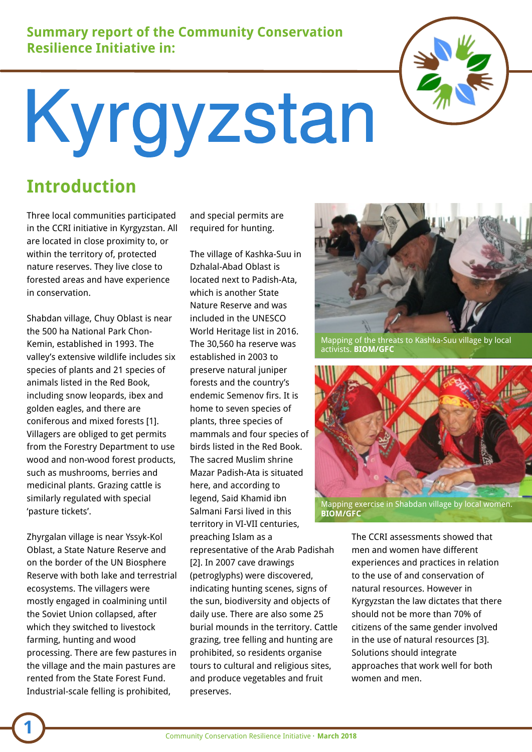**Summary report of the Community Conservation Resilience Initiative in:**

# Kyrgyzstan

## Introduction

Three local communities participated in the CCRI initiative in Kyrgyzstan. All are located in close proximity to, or within the territory of, protected nature reserves. They live close to forested areas and have experience in conservation.

Shabdan village, Chuy Oblast is near the 500 ha National Park Chon-Kemin, established in 1993. The valley's extensive wildlife includes six species of plants and 21 species of animals listed in the Red Book, including snow leopards, ibex and golden eagles, and there are coniferous and mixed forests [1]. Villagers are obliged to get permits from the Forestry Department to use wood and non-wood forest products, such as mushrooms, berries and medicinal plants. Grazing cattle is similarly regulated with special 'pasture tickets'.

Zhyrgalan village is near Yssyk-Kol Oblast, a State Nature Reserve and on the border of the UN Biosphere Reserve with both lake and terrestrial ecosystems. The villagers were mostly engaged in coalmining until the Soviet Union collapsed, after which they switched to livestock farming, hunting and wood processing. There are few pastures in the village and the main pastures are rented from the State Forest Fund. Industrial-scale felling is prohibited, and special permits are required for hunting.

The village of Kashka-Suu in Dzhalal-Abad Oblast is located next to Padish-Ata, which is another State Nature Reserve and was included in the UNESCO World Heritage list in 2016. The 30,560 ha reserve was established in 2003 to preserve natural juniper forests and the country's endemic Semenov firs. It is home to seven species of plants, three species of mammals and four species of birds listed in the Red Book. The sacred Muslim shrine Mazar Padish-Ata is situated here, and according to legend, Said Khamid ibn Salmani Farsi lived in this territory in VI-VII centuries, preaching Islam as a representative of the Arab Padishah [2]. In 2007 cave drawings (petroglyphs) were discovered, indicating hunting scenes, signs of the sun, biodiversity and objects of daily use. There are also some 25 burial mounds in the territory. Cattle grazing, tree felling and hunting are prohibited, so residents organise tours to cultural and religious sites, and produce vegetables and fruit preserves.

Mapping of the threats to Kashka-Suu village by local activists. **BIOM/GFC**

Mapping exercise in Shabdan village by local women. **BIOM/GFC**

The CCRI assessments showed that men and women have different experiences and practices in relation to the use of and conservation of natural resources. However in Kyrgyzstan the law dictates that there should not be more than 70% of citizens of the same gender involved in the use of natural resources [3]. Solutions should integrate approaches that work well for both women and men.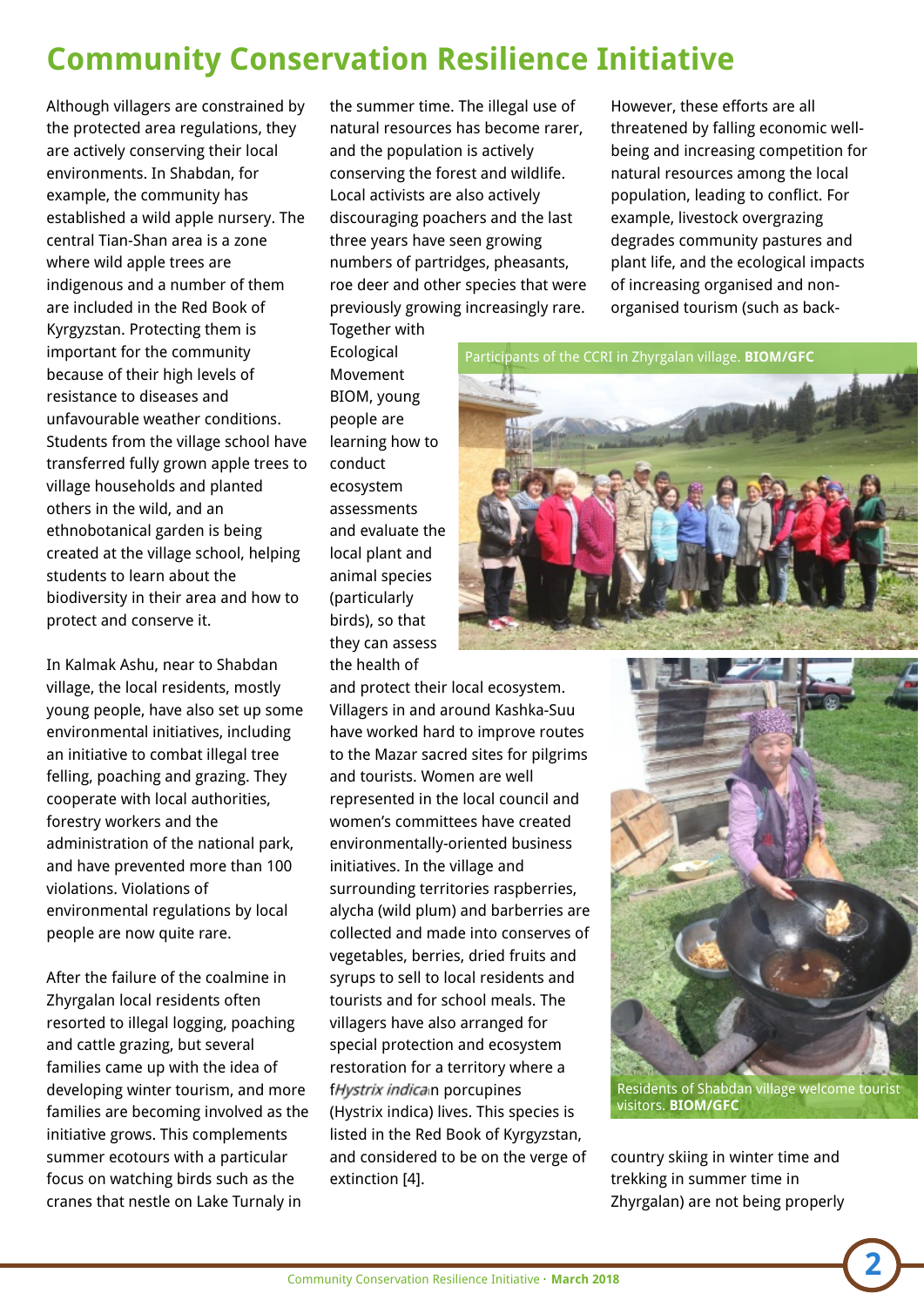# Community Conservation Resilience Initiative

Although villagers are constrained by the protected area regulations, they are actively conserving their local environments. In Shabdan, for example, the community has established a wild apple nursery. The central Tian-Shan area is a zone where wild apple trees are indigenous and a number of them are included in the Red Book of Kyrgyzstan. Protecting them is important for the community because of their high levels of resistance to diseases and unfavourable weather conditions. Students from the village school have transferred fully grown apple trees to village households and planted others in the wild, and an ethnobotanical garden is being created at the village school, helping students to learn about the biodiversity in their area and how to protect and conserve it.

In Kalmak Ashu, near to Shabdan village, the local residents, mostly young people, have also set up some environmental initiatives, including an initiative to combat illegal tree felling, poaching and grazing. They cooperate with local authorities, forestry workers and the administration of the national park, and have prevented more than 100 violations. Violations of environmental regulations by local people are now quite rare.

After the failure of the coalmine in Zhyrgalan local residents often resorted to illegal logging, poaching and cattle grazing, but several families came up with the idea of developing winter tourism, and more families are becoming involved as the initiative grows. This complements summer ecotours with a particular focus on watching birds such as the cranes that nestle on Lake Turnaly in the summer time. The illegal use of natural resources has become rarer, and the population is actively conserving the forest and wildlife. Local activists are also actively discouraging poachers and the last three years have seen growing numbers of partridges, pheasants, roe deer and other species that were previously growing increasingly rare. Together with Ecological Movement BIOM, young people are learning how to conduct ecosystem assessments and evaluate the local plant and animal species (particularly birds), so that they can assess the health of and protect their local ecosystem. Villagers in and around Kashka-Suu have worked hard to improve routes to the Mazar sacred sites for pilgrims and tourists. Women are well represented in the local council and women's committees have created environmentally-oriented business initiatives. In the village and surrounding territories raspberries, alycha (wild plum) and barberries are collected and made into conserves of vegetables, berries, dried fruits and syrups to sell to local residents and tourists and for school meals. The villagers have also arranged for special protection and ecosystem restoration for a territory where a f*Hystrix indica*n porcupines (Hystrix indica) lives. This species is listed in the Red Book of Kyrgyzstan, and considered to be on the verge of extinction [4].

However, these efforts are all threatened by falling economic well-being and increasing competition for natural resources among the local population, leading to conflict. For example, livestock overgrazing degrades community pastures and plant life, and the ecological impacts of increasing organised and non-organised tourism (such as back-country skiing in winter time and trekking in summer time in Zhyrgalan) are not being properly

Participants of the CCRI in Zhyrgalan village. **BIOM/GFC**

Residents of Shabdan village welcome tourist visitors. **BIOM/GFC**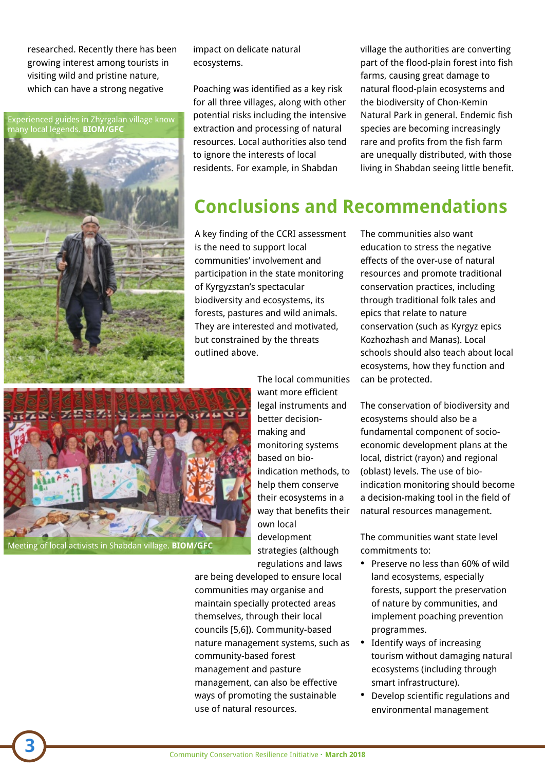researched. Recently there has been growing interest among tourists in visiting wild and pristine nature, which can have a strong negative impact on delicate natural ecosystems.

Experienced guides in Zhyrgalan village know many local legends. **BIOM/GFC**

Poaching was identified as a key risk for all three villages, along with other potential risks including the intensive extraction and processing of natural resources. Local authorities also tend to ignore the interests of local residents. For example, in Shabdan village the authorities are converting part of the flood-plain forest into fish farms, causing great damage to natural flood-plain ecosystems and the biodiversity of Chon-Kemin Natural Park in general. Endemic fish species are becoming increasingly rare and profits from the fish farm are unequally distributed, with those living in Shabdan seeing little benefit.

## Conclusions and Recommendations

A key finding of the CCRI assessment is the need to support local communities' involvement and participation in the state monitoring of Kyrgyzstan's spectacular biodiversity and ecosystems, its forests, pastures and wild animals. They are interested and motivated, but constrained by the threats outlined above.

Meeting of local activists in Shabdan village. **BIOM/GFC**

The local communities want more efficient legal instruments and better decision-making and monitoring systems based on bio-indication methods, to help them conserve their ecosystems in a way that benefits their own local development strategies (although regulations and laws are being developed to ensure local communities may organise and maintain specially protected areas themselves, through their local councils [5,6]). Community-based nature management systems, such as community-based forest management and pasture management, can also be effective ways of promoting the sustainable use of natural resources.

The communities also want education to stress the negative effects of the over-use of natural resources and promote traditional conservation practices, including through traditional folk tales and epics that relate to nature conservation (such as Kyrgyz epics Kozhozhash and Manas). Local schools should also teach about local ecosystems, how they function and can be protected.

The conservation of biodiversity and ecosystems should also be a fundamental component of socio-economic development plans at the local, district (rayon) and regional (oblast) levels. The use of bio-indication monitoring should become a decision-making tool in the field of natural resources management.

The communities want state level commitments to:

- Preserve no less than 60% of wild land ecosystems, especially forests, support the preservation of nature by communities, and implement poaching prevention programmes.
- Identify ways of increasing tourism without damaging natural ecosystems (including through smart infrastructure).
- Develop scientific regulations and environmental management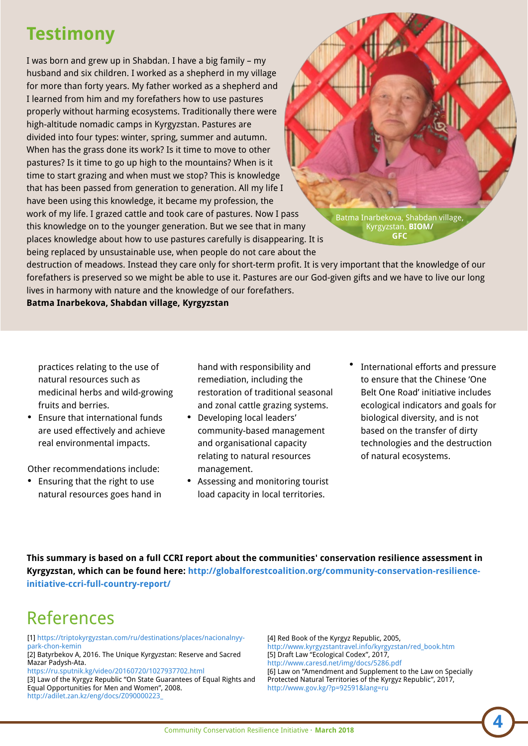## Testimony

I was born and grew up in Shabdan. I have a big family – my husband and six children. I worked as a shepherd in my village for more than forty years. My father worked as a shepherd and I learned from him and my forefathers how to use pastures properly without harming ecosystems. Traditionally there were high-altitude nomadic camps in Kyrgyzstan. Pastures are divided into four types: winter, spring, summer and autumn. When has the grass done its work? Is it time to move to other pastures? Is it time to go up high to the mountains? When is it time to start grazing and when must we stop? This is knowledge that has been passed from generation to generation. All my life I have been using this knowledge, it became my profession, the work of my life. I grazed cattle and took care of pastures. Now I pass this knowledge on to the younger generation. But we see that in many places knowledge about how to use pastures carefully is disappearing. It is being replaced by unsustainable use, when people do not care about the destruction of meadows. Instead they care only for short-term profit. It is very important that the knowledge of our forefathers is preserved so we might be able to use it. Pastures are our God-given gifts and we have to live our long lives in harmony with nature and the knowledge of our forefathers.

**Batma Inarbekova, Shabdan village, Kyrgyzstan**

Batma Inarbekova, Shabdan village, Kyrgyzstan. **BIOM/ GFC**

practices relating to the use of natural resources such as medicinal herbs and wild-growing fruits and berries.

- Ensure that international funds are used effectively and achieve real environmental impacts.

Other recommendations include:

- Ensuring that the right to use natural resources goes hand in hand with responsibility and remediation, including the restoration of traditional seasonal and zonal cattle grazing systems.
- Developing local leaders' community-based management and organisational capacity relating to natural resources management.
- Assessing and monitoring tourist load capacity in local territories.
- International efforts and pressure to ensure that the Chinese 'One Belt One Road' initiative includes ecological indicators and goals for biological diversity, and is not based on the transfer of dirty technologies and the destruction of natural ecosystems.

**This summary is based on a full CCRI report about the communities' conservation resilience assessment in Kyrgyzstan, which can be found here: http://globalforestcoalition.org/community-conservation-resilience-initiative-ccri-full-country-report/**

## References

[1] https://triptokyrgyzstan.com/ru/destinations/places/nacionalnyy-park-chon-kemin

[2] Batyrbekov A, 2016. The Unique Kyrgyzstan: Reserve and Sacred Mazar Padysh-Ata. https://ru.sputnik.kg/video/20160720/1027937702.html

[3] Law of the Kyrgyz Republic "On State Guarantees of Equal Rights and Equal Opportunities for Men and Women", 2008. http://adilet.zan.kz/eng/docs/Z090000223_

[4] Red Book of the Kyrgyz Republic, 2005, http://www.kyrgyzstantravel.info/kyrgyzstan/red_book.htm

[5] Draft Law "Ecological Codex", 2017, http://www.caresd.net/img/docs/5286.pdf

[6] Law on "Amendment and Supplement to the Law on Specially Protected Natural Territories of the Kyrgyz Republic", 2017, http://www.gov.kg/?p=92591&lang=ru